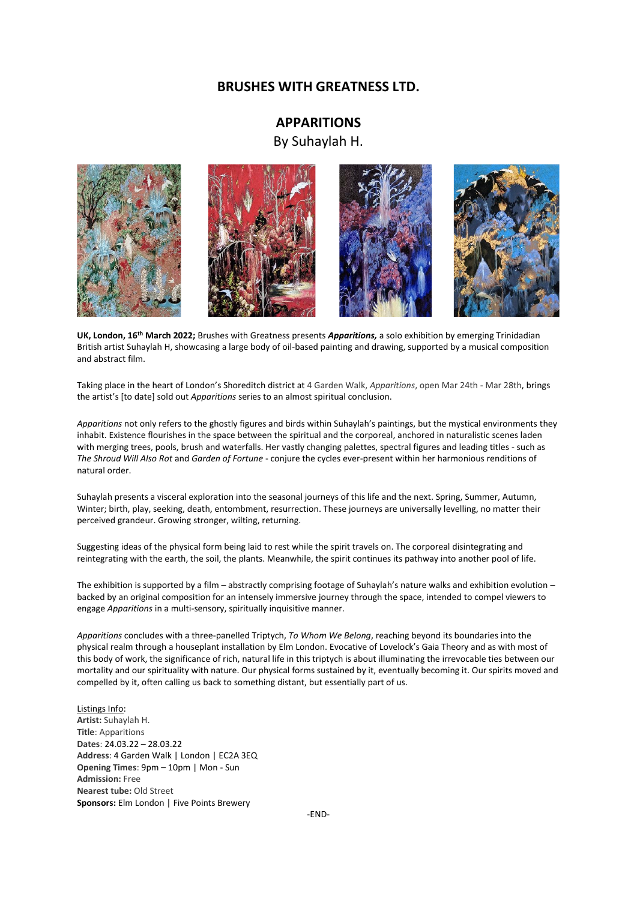# BRUSHES WITH GREATNESS LTD.

## APPARITIONS

By Suhaylah H.

**UK, London, 16th March 2022;** Brushes with Greatness presents ***Apparitions,*** a solo exhibition by emerging Trinidadian British artist Suhaylah H, showcasing a large body of oil-based painting and drawing, supported by a musical composition and abstract film.

Taking place in the heart of London's Shoreditch district at 4 Garden Walk, *Apparitions*, open Mar 24th - Mar 28th, brings the artist's [to date] sold out *Apparitions* series to an almost spiritual conclusion.

*Apparitions* not only refers to the ghostly figures and birds within Suhaylah's paintings, but the mystical environments they inhabit. Existence flourishes in the space between the spiritual and the corporeal, anchored in naturalistic scenes laden with merging trees, pools, brush and waterfalls. Her vastly changing palettes, spectral figures and leading titles - such as *The Shroud Will Also Rot* and *Garden of Fortune* - conjure the cycles ever-present within her harmonious renditions of natural order.

Suhaylah presents a visceral exploration into the seasonal journeys of this life and the next. Spring, Summer, Autumn, Winter; birth, play, seeking, death, entombment, resurrection. These journeys are universally levelling, no matter their perceived grandeur. Growing stronger, wilting, returning.

Suggesting ideas of the physical form being laid to rest while the spirit travels on. The corporeal disintegrating and reintegrating with the earth, the soil, the plants. Meanwhile, the spirit continues its pathway into another pool of life.

The exhibition is supported by a film – abstractly comprising footage of Suhaylah's nature walks and exhibition evolution – backed by an original composition for an intensely immersive journey through the space, intended to compel viewers to engage *Apparitions* in a multi-sensory, spiritually inquisitive manner.

*Apparitions* concludes with a three-panelled Triptych, *To Whom We Belong*, reaching beyond its boundaries into the physical realm through a houseplant installation by Elm London. Evocative of Lovelock's Gaia Theory and as with most of this body of work, the significance of rich, natural life in this triptych is about illuminating the irrevocable ties between our mortality and our spirituality with nature. Our physical forms sustained by it, eventually becoming it. Our spirits moved and compelled by it, often calling us back to something distant, but essentially part of us.

Listings Info:

**Artist:** Suhaylah H.
**Title**: Apparitions
**Dates**: 24.03.22 – 28.03.22
**Address**: 4 Garden Walk | London | EC2A 3EQ
**Opening Times**: 9pm – 10pm | Mon - Sun
**Admission:** Free
**Nearest tube:** Old Street
**Sponsors:** Elm London | Five Points Brewery

-END-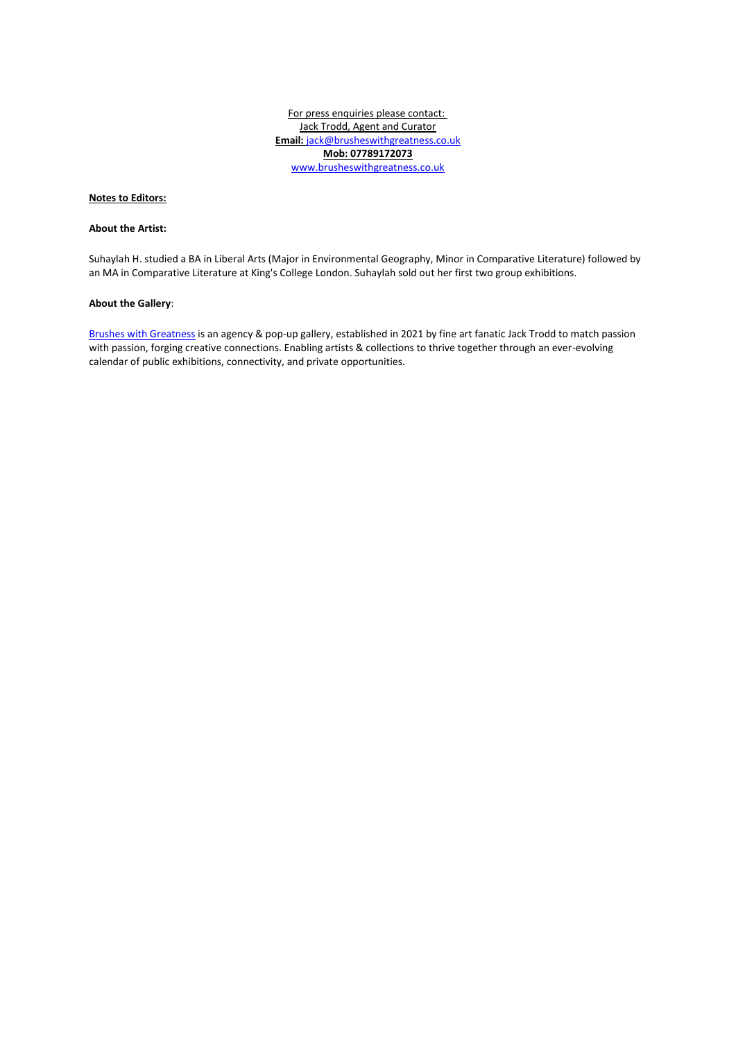For press enquiries please contact:
Jack Trodd, Agent and Curator
**Email:** jack@brusheswithgreatness.co.uk
**Mob: 07789172073**
www.brusheswithgreatness.co.uk

**Notes to Editors:**

**About the Artist:**

Suhaylah H. studied a BA in Liberal Arts (Major in Environmental Geography, Minor in Comparative Literature) followed by an MA in Comparative Literature at King's College London. Suhaylah sold out her first two group exhibitions.

**About the Gallery**:

Brushes with Greatness is an agency & pop-up gallery, established in 2021 by fine art fanatic Jack Trodd to match passion with passion, forging creative connections. Enabling artists & collections to thrive together through an ever-evolving calendar of public exhibitions, connectivity, and private opportunities.